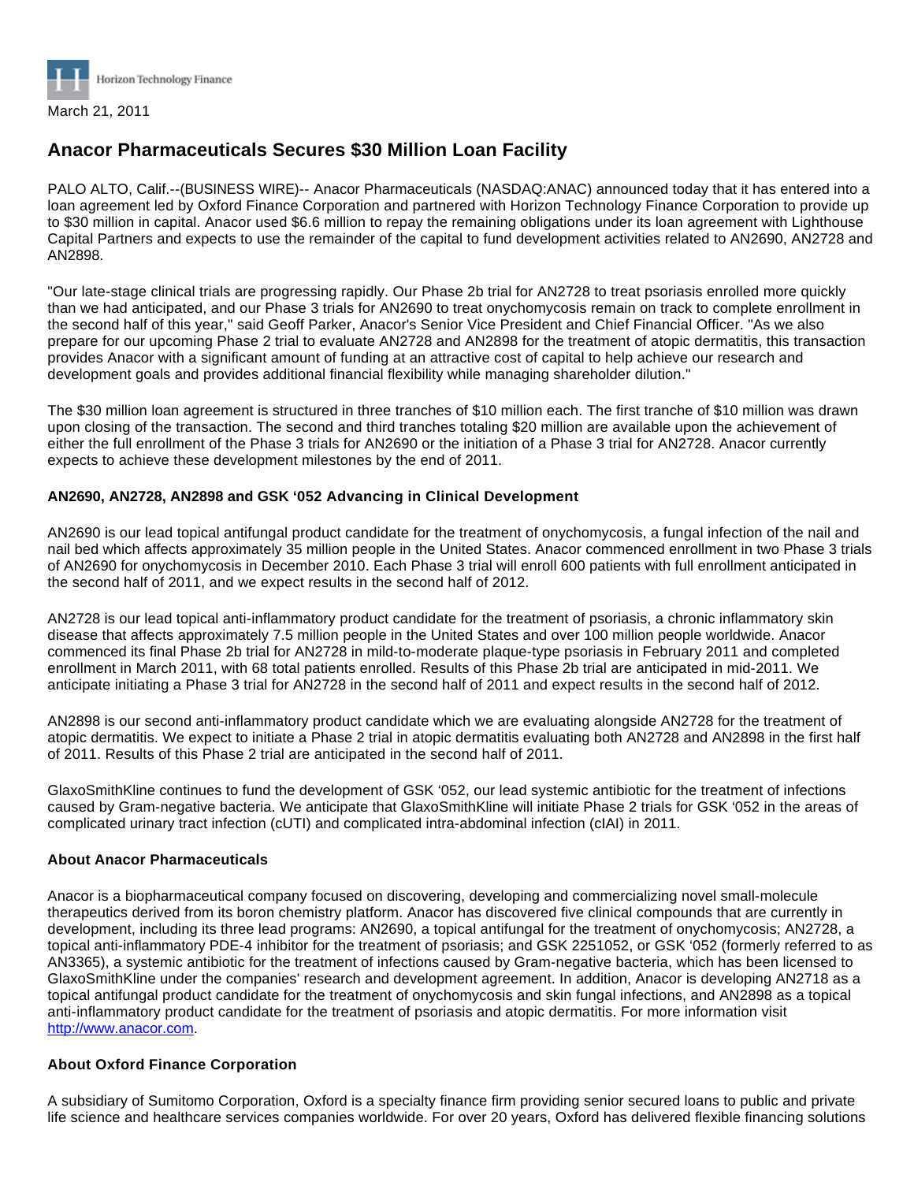Horizon Technology Finance

March 21, 2011

# Anacor Pharmaceuticals Secures $30 Million Loan Facility

PALO ALTO, Calif.--(BUSINESS WIRE)-- Anacor Pharmaceuticals (NASDAQ:ANAC) announced today that it has entered into a loan agreement led by Oxford Finance Corporation and partnered with Horizon Technology Finance Corporation to provide up to $30 million in capital. Anacor used $6.6 million to repay the remaining obligations under its loan agreement with Lighthouse Capital Partners and expects to use the remainder of the capital to fund development activities related to AN2690, AN2728 and AN2898.

"Our late-stage clinical trials are progressing rapidly. Our Phase 2b trial for AN2728 to treat psoriasis enrolled more quickly than we had anticipated, and our Phase 3 trials for AN2690 to treat onychomycosis remain on track to complete enrollment in the second half of this year," said Geoff Parker, Anacor's Senior Vice President and Chief Financial Officer. "As we also prepare for our upcoming Phase 2 trial to evaluate AN2728 and AN2898 for the treatment of atopic dermatitis, this transaction provides Anacor with a significant amount of funding at an attractive cost of capital to help achieve our research and development goals and provides additional financial flexibility while managing shareholder dilution."

The $30 million loan agreement is structured in three tranches of $10 million each. The first tranche of $10 million was drawn upon closing of the transaction. The second and third tranches totaling $20 million are available upon the achievement of either the full enrollment of the Phase 3 trials for AN2690 or the initiation of a Phase 3 trial for AN2728. Anacor currently expects to achieve these development milestones by the end of 2011.

**AN2690, AN2728, AN2898 and GSK '052 Advancing in Clinical Development**

AN2690 is our lead topical antifungal product candidate for the treatment of onychomycosis, a fungal infection of the nail and nail bed which affects approximately 35 million people in the United States. Anacor commenced enrollment in two Phase 3 trials of AN2690 for onychomycosis in December 2010. Each Phase 3 trial will enroll 600 patients with full enrollment anticipated in the second half of 2011, and we expect results in the second half of 2012.

AN2728 is our lead topical anti-inflammatory product candidate for the treatment of psoriasis, a chronic inflammatory skin disease that affects approximately 7.5 million people in the United States and over 100 million people worldwide. Anacor commenced its final Phase 2b trial for AN2728 in mild-to-moderate plaque-type psoriasis in February 2011 and completed enrollment in March 2011, with 68 total patients enrolled. Results of this Phase 2b trial are anticipated in mid-2011. We anticipate initiating a Phase 3 trial for AN2728 in the second half of 2011 and expect results in the second half of 2012.

AN2898 is our second anti-inflammatory product candidate which we are evaluating alongside AN2728 for the treatment of atopic dermatitis. We expect to initiate a Phase 2 trial in atopic dermatitis evaluating both AN2728 and AN2898 in the first half of 2011. Results of this Phase 2 trial are anticipated in the second half of 2011.

GlaxoSmithKline continues to fund the development of GSK '052, our lead systemic antibiotic for the treatment of infections caused by Gram-negative bacteria. We anticipate that GlaxoSmithKline will initiate Phase 2 trials for GSK '052 in the areas of complicated urinary tract infection (cUTI) and complicated intra-abdominal infection (cIAI) in 2011.

**About Anacor Pharmaceuticals**

Anacor is a biopharmaceutical company focused on discovering, developing and commercializing novel small-molecule therapeutics derived from its boron chemistry platform. Anacor has discovered five clinical compounds that are currently in development, including its three lead programs: AN2690, a topical antifungal for the treatment of onychomycosis; AN2728, a topical anti-inflammatory PDE-4 inhibitor for the treatment of psoriasis; and GSK 2251052, or GSK '052 (formerly referred to as AN3365), a systemic antibiotic for the treatment of infections caused by Gram-negative bacteria, which has been licensed to GlaxoSmithKline under the companies' research and development agreement. In addition, Anacor is developing AN2718 as a topical antifungal product candidate for the treatment of onychomycosis and skin fungal infections, and AN2898 as a topical anti-inflammatory product candidate for the treatment of psoriasis and atopic dermatitis. For more information visit http://www.anacor.com.

**About Oxford Finance Corporation**

A subsidiary of Sumitomo Corporation, Oxford is a specialty finance firm providing senior secured loans to public and private life science and healthcare services companies worldwide. For over 20 years, Oxford has delivered flexible financing solutions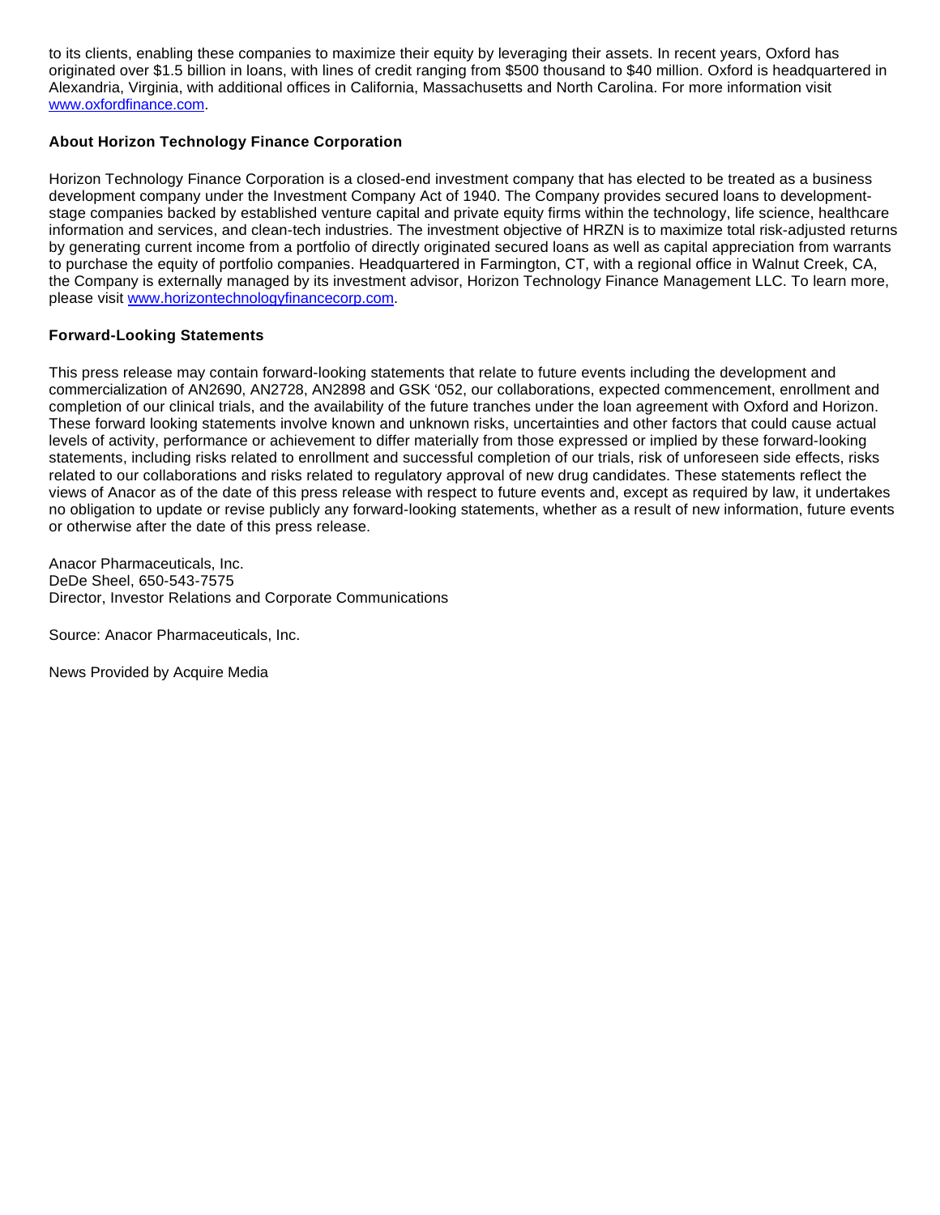to its clients, enabling these companies to maximize their equity by leveraging their assets. In recent years, Oxford has originated over $1.5 billion in loans, with lines of credit ranging from $500 thousand to $40 million. Oxford is headquartered in Alexandria, Virginia, with additional offices in California, Massachusetts and North Carolina. For more information visit www.oxfordfinance.com.

**About Horizon Technology Finance Corporation**

Horizon Technology Finance Corporation is a closed-end investment company that has elected to be treated as a business development company under the Investment Company Act of 1940. The Company provides secured loans to development-stage companies backed by established venture capital and private equity firms within the technology, life science, healthcare information and services, and clean-tech industries. The investment objective of HRZN is to maximize total risk-adjusted returns by generating current income from a portfolio of directly originated secured loans as well as capital appreciation from warrants to purchase the equity of portfolio companies. Headquartered in Farmington, CT, with a regional office in Walnut Creek, CA, the Company is externally managed by its investment advisor, Horizon Technology Finance Management LLC. To learn more, please visit www.horizontechnologyfinancecorp.com.

**Forward-Looking Statements**

This press release may contain forward-looking statements that relate to future events including the development and commercialization of AN2690, AN2728, AN2898 and GSK '052, our collaborations, expected commencement, enrollment and completion of our clinical trials, and the availability of the future tranches under the loan agreement with Oxford and Horizon. These forward looking statements involve known and unknown risks, uncertainties and other factors that could cause actual levels of activity, performance or achievement to differ materially from those expressed or implied by these forward-looking statements, including risks related to enrollment and successful completion of our trials, risk of unforeseen side effects, risks related to our collaborations and risks related to regulatory approval of new drug candidates. These statements reflect the views of Anacor as of the date of this press release with respect to future events and, except as required by law, it undertakes no obligation to update or revise publicly any forward-looking statements, whether as a result of new information, future events or otherwise after the date of this press release.

Anacor Pharmaceuticals, Inc.
DeDe Sheel, 650-543-7575
Director, Investor Relations and Corporate Communications

Source: Anacor Pharmaceuticals, Inc.

News Provided by Acquire Media